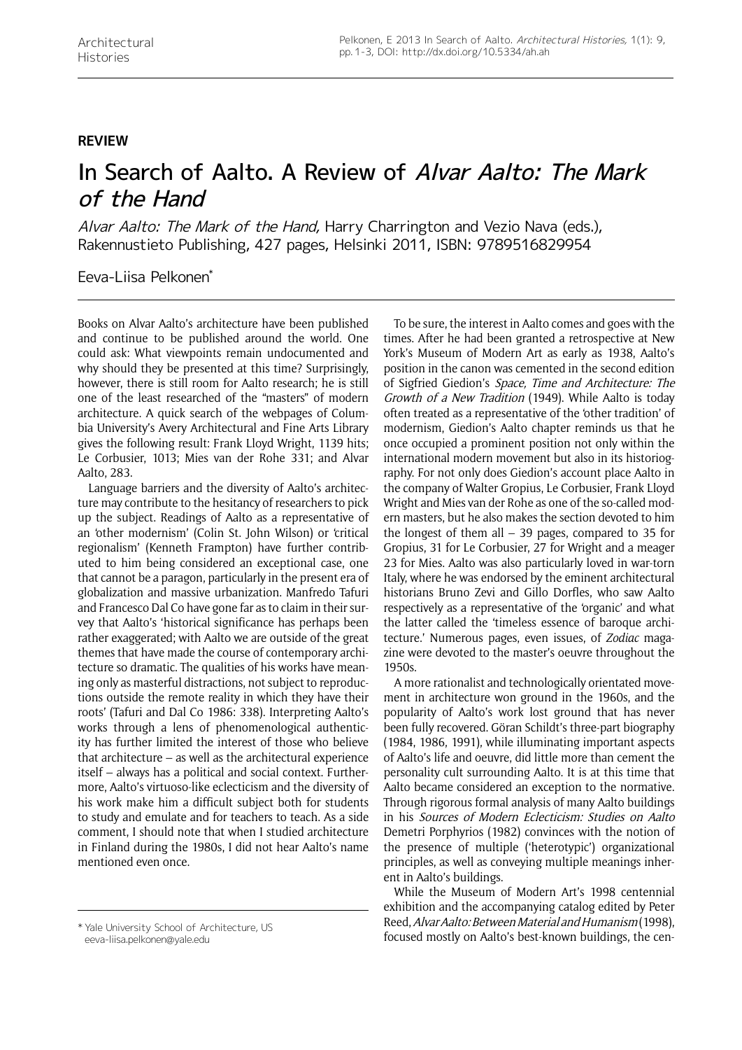**REVIEW**

# In Search of Aalto. A Review of *Alvar Aalto: The Mark of the Hand*

*Alvar Aalto: The Mark of the Hand,* Harry Charrington and Vezio Nava (eds.), Rakennustieto Publishing, 427 pages, Helsinki 2011, ISBN: 9789516829954

Eeva-Liisa Pelkonen*

Books on Alvar Aalto's architecture have been published and continue to be published around the world. One could ask: What viewpoints remain undocumented and why should they be presented at this time? Surprisingly, however, there is still room for Aalto research; he is still one of the least researched of the "masters" of modern architecture. A quick search of the webpages of Columbia University's Avery Architectural and Fine Arts Library gives the following result: Frank Lloyd Wright, 1139 hits; Le Corbusier, 1013; Mies van der Rohe 331; and Alvar Aalto, 283.

Language barriers and the diversity of Aalto's architecture may contribute to the hesitancy of researchers to pick up the subject. Readings of Aalto as a representative of an 'other modernism' (Colin St. John Wilson) or 'critical regionalism' (Kenneth Frampton) have further contributed to him being considered an exceptional case, one that cannot be a paragon, particularly in the present era of globalization and massive urbanization. Manfredo Tafuri and Francesco Dal Co have gone far as to claim in their survey that Aalto's 'historical significance has perhaps been rather exaggerated; with Aalto we are outside of the great themes that have made the course of contemporary architecture so dramatic. The qualities of his works have meaning only as masterful distractions, not subject to reproductions outside the remote reality in which they have their roots' (Tafuri and Dal Co 1986: 338). Interpreting Aalto's works through a lens of phenomenological authenticity has further limited the interest of those who believe that architecture – as well as the architectural experience itself – always has a political and social context. Furthermore, Aalto's virtuoso-like eclecticism and the diversity of his work make him a difficult subject both for students to study and emulate and for teachers to teach. As a side comment, I should note that when I studied architecture in Finland during the 1980s, I did not hear Aalto's name mentioned even once.

To be sure, the interest in Aalto comes and goes with the times. After he had been granted a retrospective at New York's Museum of Modern Art as early as 1938, Aalto's position in the canon was cemented in the second edition of Sigfried Giedion's *Space, Time and Architecture: The Growth of a New Tradition* (1949). While Aalto is today often treated as a representative of the 'other tradition' of modernism, Giedion's Aalto chapter reminds us that he once occupied a prominent position not only within the international modern movement but also in its historiography. For not only does Giedion's account place Aalto in the company of Walter Gropius, Le Corbusier, Frank Lloyd Wright and Mies van der Rohe as one of the so-called modern masters, but he also makes the section devoted to him the longest of them all – 39 pages, compared to 35 for Gropius, 31 for Le Corbusier, 27 for Wright and a meager 23 for Mies. Aalto was also particularly loved in war-torn Italy, where he was endorsed by the eminent architectural historians Bruno Zevi and Gillo Dorfles, who saw Aalto respectively as a representative of the 'organic' and what the latter called the 'timeless essence of baroque architecture.' Numerous pages, even issues, of *Zodiac* magazine were devoted to the master's oeuvre throughout the 1950s.

A more rationalist and technologically orientated movement in architecture won ground in the 1960s, and the popularity of Aalto's work lost ground that has never been fully recovered. Göran Schildt's three-part biography (1984, 1986, 1991), while illuminating important aspects of Aalto's life and oeuvre, did little more than cement the personality cult surrounding Aalto. It is at this time that Aalto became considered an exception to the normative. Through rigorous formal analysis of many Aalto buildings in his *Sources of Modern Eclecticism: Studies on Aalto* Demetri Porphyrios (1982) convinces with the notion of the presence of multiple ('heterotypic') organizational principles, as well as conveying multiple meanings inherent in Aalto's buildings.

While the Museum of Modern Art's 1998 centennial exhibition and the accompanying catalog edited by Peter Reed, *Alvar Aalto: Between Material and Humanism* (1998), focused mostly on Aalto's best-known buildings, the cen-

\* Yale University School of Architecture, US
eeva-liisa.pelkonen@yale.edu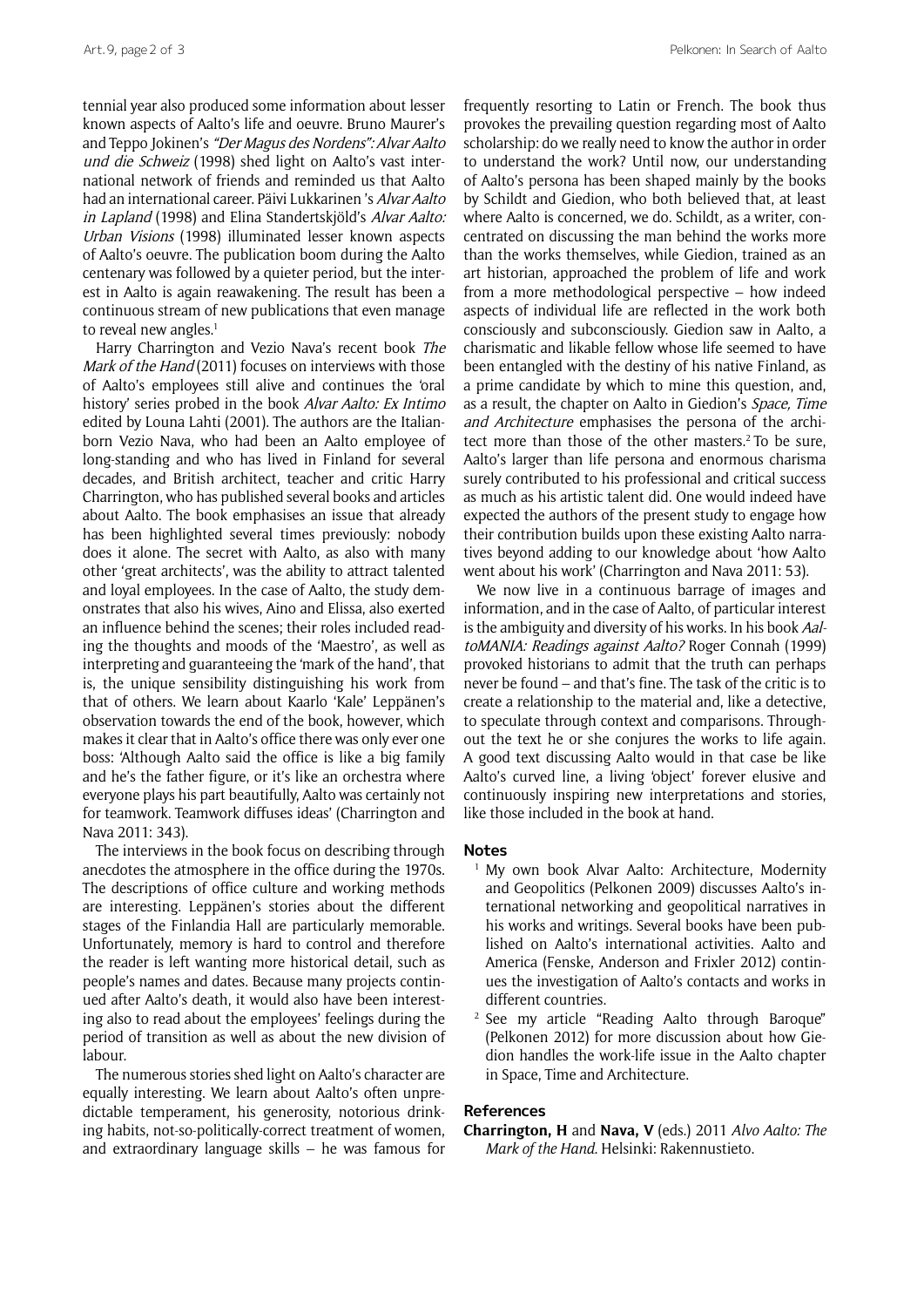tennial year also produced some information about lesser known aspects of Aalto's life and oeuvre. Bruno Maurer's and Teppo Jokinen's *"Der Magus des Nordens": Alvar Aalto und die Schweiz* (1998) shed light on Aalto's vast international network of friends and reminded us that Aalto had an international career. Päivi Lukkarinen 's *Alvar Aalto in Lapland* (1998) and Elina Standertskjöld's *Alvar Aalto: Urban Visions* (1998) illuminated lesser known aspects of Aalto's oeuvre. The publication boom during the Aalto centenary was followed by a quieter period, but the interest in Aalto is again reawakening. The result has been a continuous stream of new publications that even manage to reveal new angles.[1]

Harry Charrington and Vezio Nava's recent book *The Mark of the Hand* (2011) focuses on interviews with those of Aalto's employees still alive and continues the 'oral history' series probed in the book *Alvar Aalto: Ex Intimo* edited by Louna Lahti (2001). The authors are the Italian-born Vezio Nava, who had been an Aalto employee of long-standing and who has lived in Finland for several decades, and British architect, teacher and critic Harry Charrington, who has published several books and articles about Aalto. The book emphasises an issue that already has been highlighted several times previously: nobody does it alone. The secret with Aalto, as also with many other 'great architects', was the ability to attract talented and loyal employees. In the case of Aalto, the study demonstrates that also his wives, Aino and Elissa, also exerted an influence behind the scenes; their roles included reading the thoughts and moods of the 'Maestro', as well as interpreting and guaranteeing the 'mark of the hand', that is, the unique sensibility distinguishing his work from that of others. We learn about Kaarlo 'Kale' Leppänen's observation towards the end of the book, however, which makes it clear that in Aalto's office there was only ever one boss: 'Although Aalto said the office is like a big family and he's the father figure, or it's like an orchestra where everyone plays his part beautifully, Aalto was certainly not for teamwork. Teamwork diffuses ideas' (Charrington and Nava 2011: 343).

The interviews in the book focus on describing through anecdotes the atmosphere in the office during the 1970s. The descriptions of office culture and working methods are interesting. Leppänen's stories about the different stages of the Finlandia Hall are particularly memorable. Unfortunately, memory is hard to control and therefore the reader is left wanting more historical detail, such as people's names and dates. Because many projects continued after Aalto's death, it would also have been interesting also to read about the employees' feelings during the period of transition as well as about the new division of labour.

The numerous stories shed light on Aalto's character are equally interesting. We learn about Aalto's often unpredictable temperament, his generosity, notorious drinking habits, not-so-politically-correct treatment of women, and extraordinary language skills – he was famous for frequently resorting to Latin or French. The book thus provokes the prevailing question regarding most of Aalto scholarship: do we really need to know the author in order to understand the work? Until now, our understanding of Aalto's persona has been shaped mainly by the books by Schildt and Giedion, who both believed that, at least where Aalto is concerned, we do. Schildt, as a writer, concentrated on discussing the man behind the works more than the works themselves, while Giedion, trained as an art historian, approached the problem of life and work from a more methodological perspective – how indeed aspects of individual life are reflected in the work both consciously and subconsciously. Giedion saw in Aalto, a charismatic and likable fellow whose life seemed to have been entangled with the destiny of his native Finland, as a prime candidate by which to mine this question, and, as a result, the chapter on Aalto in Giedion's *Space, Time and Architecture* emphasises the persona of the architect more than those of the other masters.[2] To be sure, Aalto's larger than life persona and enormous charisma surely contributed to his professional and critical success as much as his artistic talent did. One would indeed have expected the authors of the present study to engage how their contribution builds upon these existing Aalto narratives beyond adding to our knowledge about 'how Aalto went about his work' (Charrington and Nava 2011: 53).

We now live in a continuous barrage of images and information, and in the case of Aalto, of particular interest is the ambiguity and diversity of his works. In his book *AaltoMANIA: Readings against Aalto?* Roger Connah (1999) provoked historians to admit that the truth can perhaps never be found – and that's fine. The task of the critic is to create a relationship to the material and, like a detective, to speculate through context and comparisons. Throughout the text he or she conjures the works to life again. A good text discussing Aalto would in that case be like Aalto's curved line, a living 'object' forever elusive and continuously inspiring new interpretations and stories, like those included in the book at hand.

## Notes

1. My own book Alvar Aalto: Architecture, Modernity and Geopolitics (Pelkonen 2009) discusses Aalto's international networking and geopolitical narratives in his works and writings. Several books have been published on Aalto's international activities. Aalto and America (Fenske, Anderson and Frixler 2012) continues the investigation of Aalto's contacts and works in different countries.
2. See my article "Reading Aalto through Baroque" (Pelkonen 2012) for more discussion about how Giedion handles the work-life issue in the Aalto chapter in Space, Time and Architecture.

## References

**Charrington, H** and **Nava, V** (eds.) 2011 *Alvo Aalto: The Mark of the Hand*. Helsinki: Rakennustieto.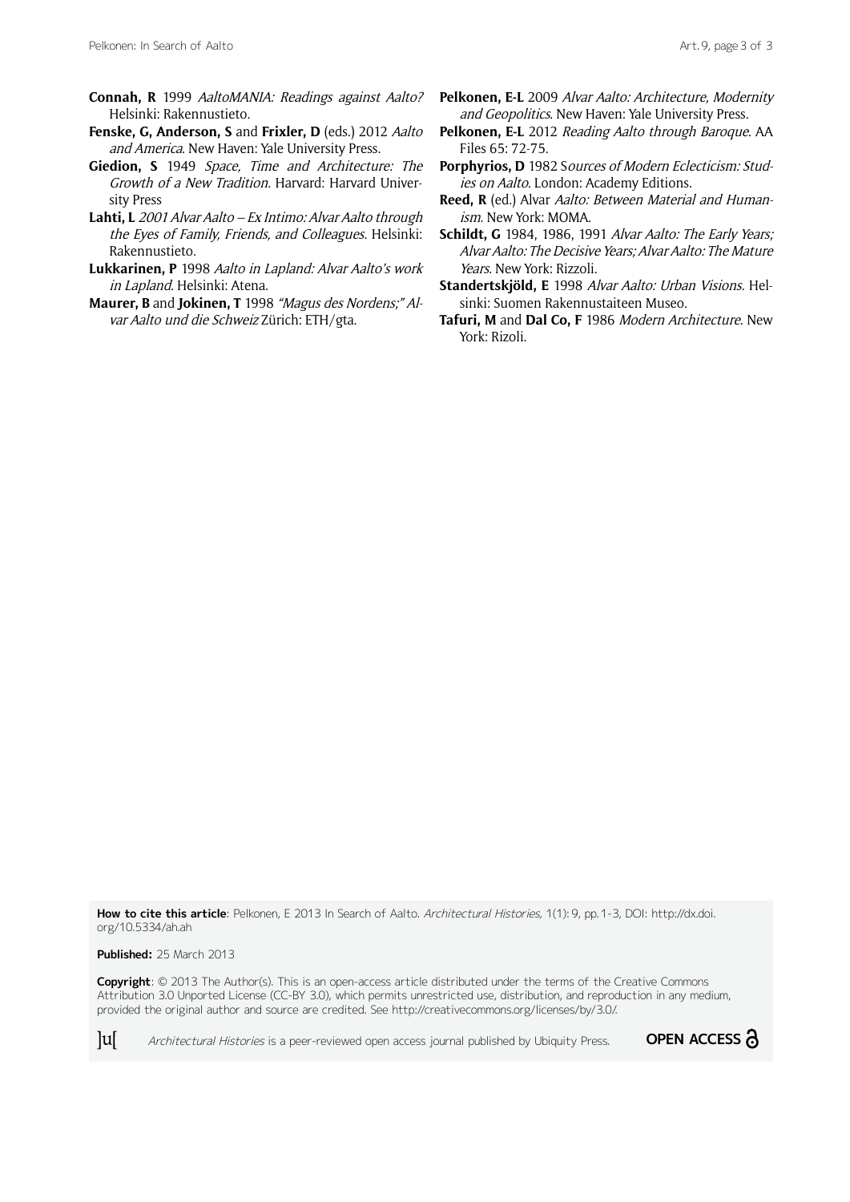**Connah, R** 1999 *AaltoMANIA: Readings against Aalto?* Helsinki: Rakennustieto.

**Fenske, G, Anderson, S** and **Frixler, D** (eds.) 2012 *Aalto and America*. New Haven: Yale University Press.

**Giedion, S** 1949 *Space, Time and Architecture: The Growth of a New Tradition*. Harvard: Harvard University Press

**Lahti, L** *2001 Alvar Aalto – Ex Intimo: Alvar Aalto through the Eyes of Family, Friends, and Colleagues*. Helsinki: Rakennustieto.

**Lukkarinen, P** 1998 *Aalto in Lapland: Alvar Aalto's work in Lapland*. Helsinki: Atena.

**Maurer, B** and **Jokinen, T** 1998 *"Magus des Nordens;" Alvar Aalto und die Schweiz* Zürich: ETH/gta.

**Pelkonen, E-L** 2009 *Alvar Aalto: Architecture, Modernity and Geopolitics*. New Haven: Yale University Press.

**Pelkonen, E-L** 2012 *Reading Aalto through Baroque*. AA Files 65: 72-75.

**Porphyrios, D** 1982 S*ources of Modern Eclecticism: Studies on Aalto*. London: Academy Editions.

**Reed, R** (ed.) Alvar *Aalto: Between Material and Humanism*. New York: MOMA.

**Schildt, G** 1984, 1986, 1991 *Alvar Aalto: The Early Years; Alvar Aalto: The Decisive Years; Alvar Aalto: The Mature Years*. New York: Rizzoli.

**Standertskjöld, E** 1998 *Alvar Aalto: Urban Visions*. Helsinki: Suomen Rakennustaiteen Museo.

**Tafuri, M** and **Dal Co, F** 1986 *Modern Architecture*. New York: Rizoli.

**How to cite this article**: Pelkonen, E 2013 In Search of Aalto. *Architectural Histories*, 1(1): 9, pp. 1-3, DOI: http://dx.doi.org/10.5334/ah.ah

**Published:** 25 March 2013

**Copyright**: © 2013 The Author(s). This is an open-access article distributed under the terms of the Creative Commons Attribution 3.0 Unported License (CC-BY 3.0), which permits unrestricted use, distribution, and reproduction in any medium, provided the original author and source are credited. See http://creativecommons.org/licenses/by/3.0/.

*Architectural Histories* is a peer-reviewed open access journal published by Ubiquity Press.

**OPEN ACCESS**